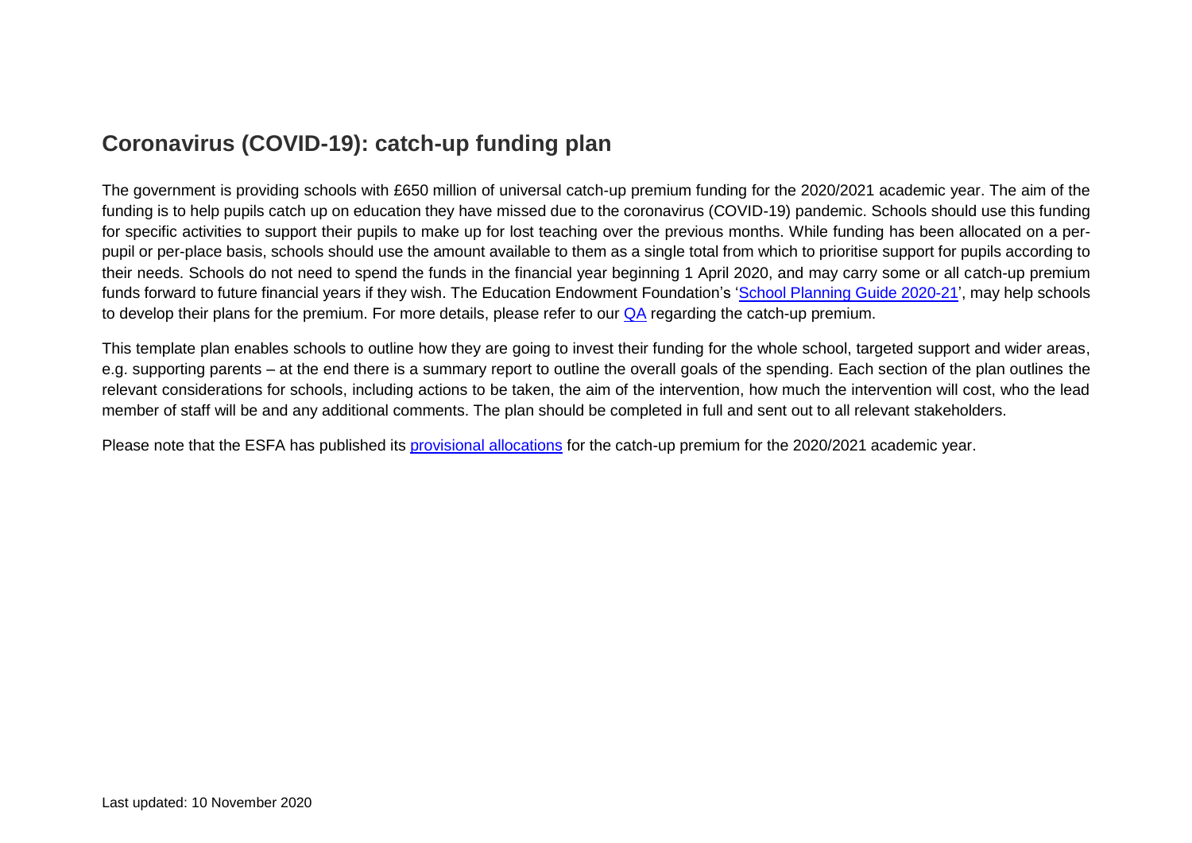## Coronavirus (COVID-19): catch-up funding plan

The government is providing schools with £650 million of universal catch-up premium funding for the 2020/2021 academic year. The aim of the funding is to help pupils catch up on education they have missed due to the coronavirus (COVID-19) pandemic. Schools should use this funding for specific activities to support their pupils to make up for lost teaching over the previous months. While funding has been allocated on a per-pupil or per-place basis, schools should use the amount available to them as a single total from which to prioritise support for pupils according to their needs. Schools do not need to spend the funds in the financial year beginning 1 April 2020, and may carry some or all catch-up premium funds forward to future financial years if they wish. The Education Endowment Foundation's 'School Planning Guide 2020-21', may help schools to develop their plans for the premium. For more details, please refer to our QA regarding the catch-up premium.

This template plan enables schools to outline how they are going to invest their funding for the whole school, targeted support and wider areas, e.g. supporting parents – at the end there is a summary report to outline the overall goals of the spending. Each section of the plan outlines the relevant considerations for schools, including actions to be taken, the aim of the intervention, how much the intervention will cost, who the lead member of staff will be and any additional comments. The plan should be completed in full and sent out to all relevant stakeholders.

Please note that the ESFA has published its provisional allocations for the catch-up premium for the 2020/2021 academic year.

Last updated: 10 November 2020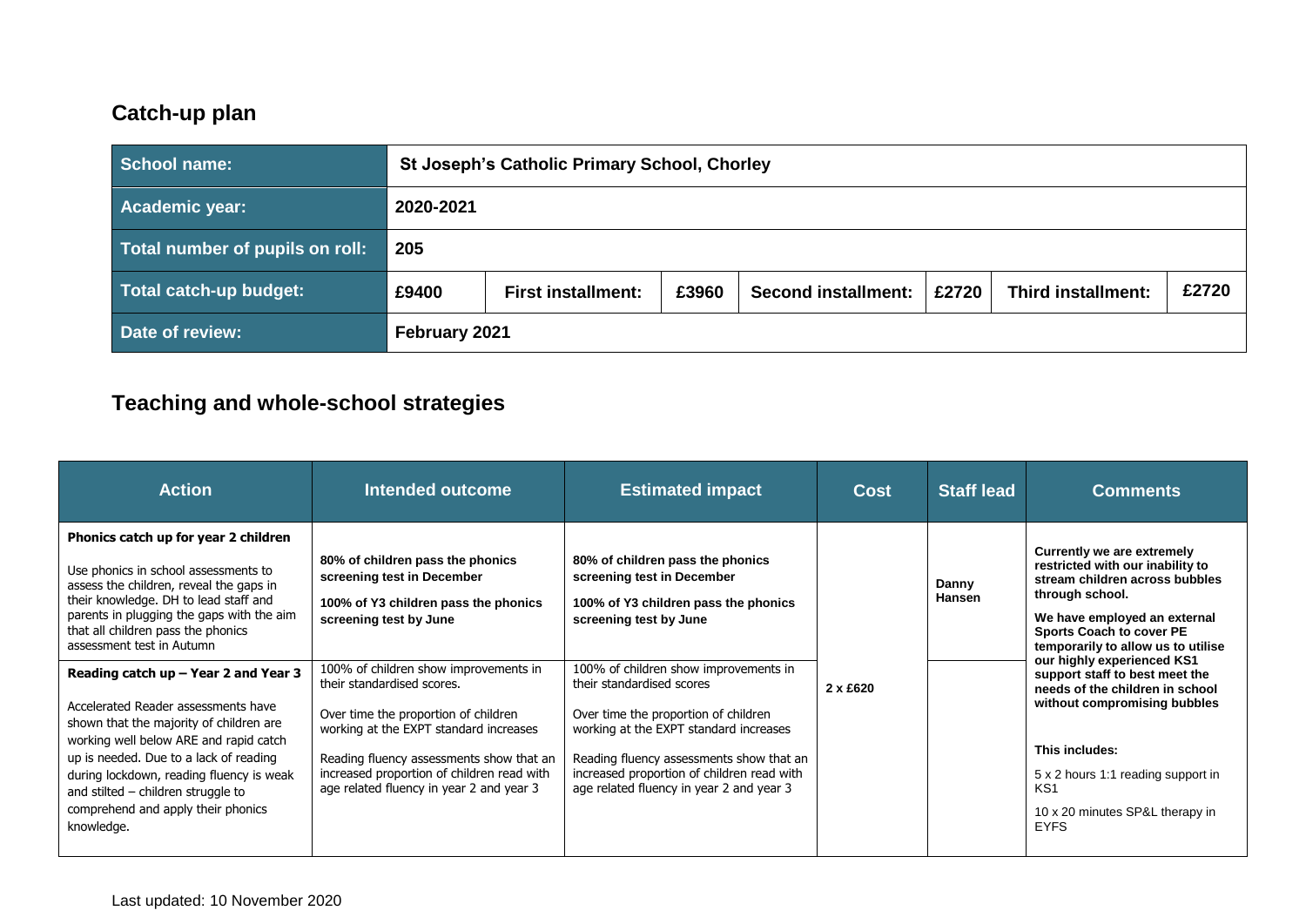## Catch-up plan

| School name: | St Joseph's Catholic Primary School, Chorley | | | | | |
|---|---|---|---|---|---|---|
| Academic year: | 2020-2021 | | | | | |
| Total number of pupils on roll: | 205 | | | | | |
| Total catch-up budget: | £9400 | First installment: | £3960 | Second installment: | £2720 | Third installment: | £2720 |
| Date of review: | February 2021 | | | | | |

## Teaching and whole-school strategies

| Action | Intended outcome | Estimated impact | Cost | Staff lead | Comments |
|---|---|---|---|---|---|
| **Phonics catch up for year 2 children**<br><br>Use phonics in school assessments to assess the children, reveal the gaps in their knowledge. DH to lead staff and parents in plugging the gaps with the aim that all children pass the phonics assessment test in Autumn | **80% of children pass the phonics screening test in December**<br><br>**100% of Y3 children pass the phonics screening test by June** | **80% of children pass the phonics screening test in December**<br><br>**100% of Y3 children pass the phonics screening test by June** | 2 x £620 | Danny Hansen | **Currently we are extremely restricted with our inability to stream children across bubbles through school.**<br><br>**We have employed an external Sports Coach to cover PE temporarily to allow us to utilise our highly experienced KS1 support staff to best meet the needs of the children in school without compromising bubbles**<br><br>**This includes:**<br><br>5 x 2 hours 1:1 reading support in KS1<br><br>10 x 20 minutes SP&L therapy in EYFS |
| **Reading catch up – Year 2 and Year 3**<br><br>Accelerated Reader assessments have shown that the majority of children are working well below ARE and rapid catch up is needed. Due to a lack of reading during lockdown, reading fluency is weak and stilted – children struggle to comprehend and apply their phonics knowledge. | 100% of children show improvements in their standardised scores.<br><br>Over time the proportion of children working at the EXPT standard increases<br><br>Reading fluency assessments show that an increased proportion of children read with age related fluency in year 2 and year 3 | 100% of children show improvements in their standardised scores<br><br>Over time the proportion of children working at the EXPT standard increases<br><br>Reading fluency assessments show that an increased proportion of children read with age related fluency in year 2 and year 3 | | | |

Last updated: 10 November 2020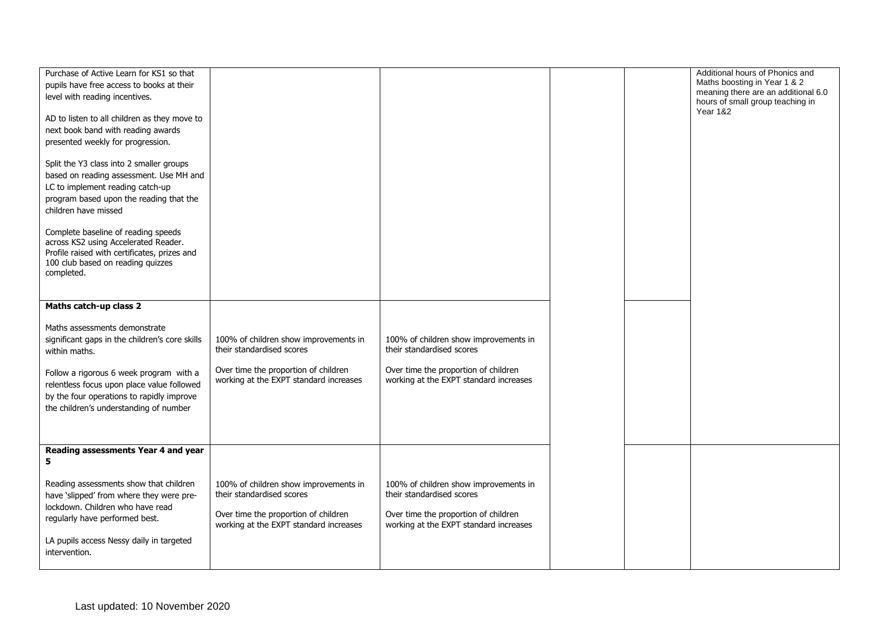| | | | | | |
|---|---|---|---|---|---|
| Purchase of Active Learn for KS1 so that pupils have free access to books at their level with reading incentives.<br><br>AD to listen to all children as they move to next book band with reading awards presented weekly for progression.<br><br>Split the Y3 class into 2 smaller groups based on reading assessment. Use MH and LC to implement reading catch-up program based upon the reading that the children have missed<br><br>Complete baseline of reading speeds across KS2 using Accelerated Reader. Profile raised with certificates, prizes and 100 club based on reading quizzes completed. | | | | | Additional hours of Phonics and Maths boosting in Year 1 & 2 meaning there are an additional 6.0 hours of small group teaching in Year 1&2 |
| **Maths catch-up class 2**<br><br>Maths assessments demonstrate significant gaps in the children's core skills within maths.<br><br>Follow a rigorous 6 week program with a relentless focus upon place value followed by the four operations to rapidly improve the children's understanding of number | 100% of children show improvements in their standardised scores<br><br>Over time the proportion of children working at the EXPT standard increases | 100% of children show improvements in their standardised scores<br><br>Over time the proportion of children working at the EXPT standard increases | | | |
| **Reading assessments Year 4 and year 5**<br><br>Reading assessments show that children have 'slipped' from where they were pre-lockdown. Children who have read regularly have performed best.<br><br>LA pupils access Nessy daily in targeted intervention. | 100% of children show improvements in their standardised scores<br><br>Over time the proportion of children working at the EXPT standard increases | 100% of children show improvements in their standardised scores<br><br>Over time the proportion of children working at the EXPT standard increases | | | |

Last updated: 10 November 2020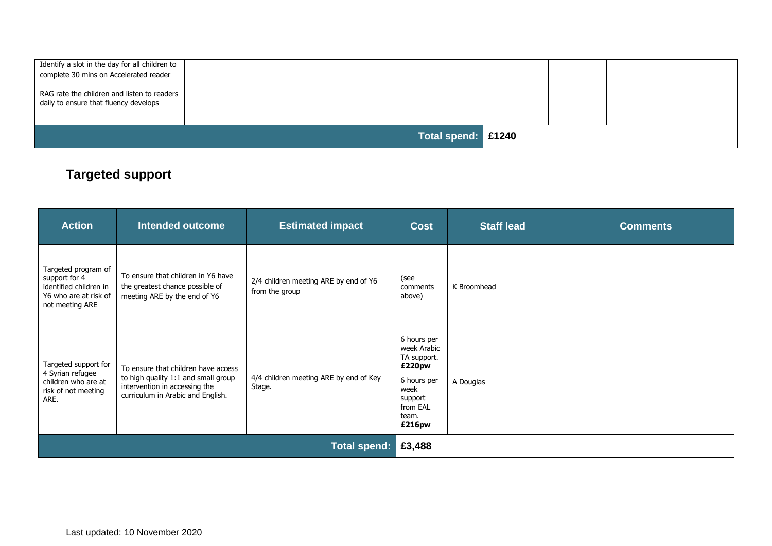| | | | | | |
|---|---|---|---|---|---|
| Identify a slot in the day for all children to complete 30 mins on Accelerated reader<br><br>RAG rate the children and listen to readers daily to ensure that fluency develops | | | | | |
| | | **Total spend:** | **£1240** | | |

## Targeted support

| Action | Intended outcome | Estimated impact | Cost | Staff lead | Comments |
|---|---|---|---|---|---|
| Targeted program of support for 4 identified children in Y6 who are at risk of not meeting ARE | To ensure that children in Y6 have the greatest chance possible of meeting ARE by the end of Y6 | 2/4 children meeting ARE by end of Y6 from the group | (see comments above) | K Broomhead | |
| Targeted support for 4 Syrian refugee children who are at risk of not meeting ARE. | To ensure that children have access to high quality 1:1 and small group intervention in accessing the curriculum in Arabic and English. | 4/4 children meeting ARE by end of Key Stage. | 6 hours per week Arabic TA support. **£220pw**<br><br>6 hours per week support from EAL team. **£216pw** | A Douglas | |
| | | **Total spend:** | **£3,488** | | |

Last updated: 10 November 2020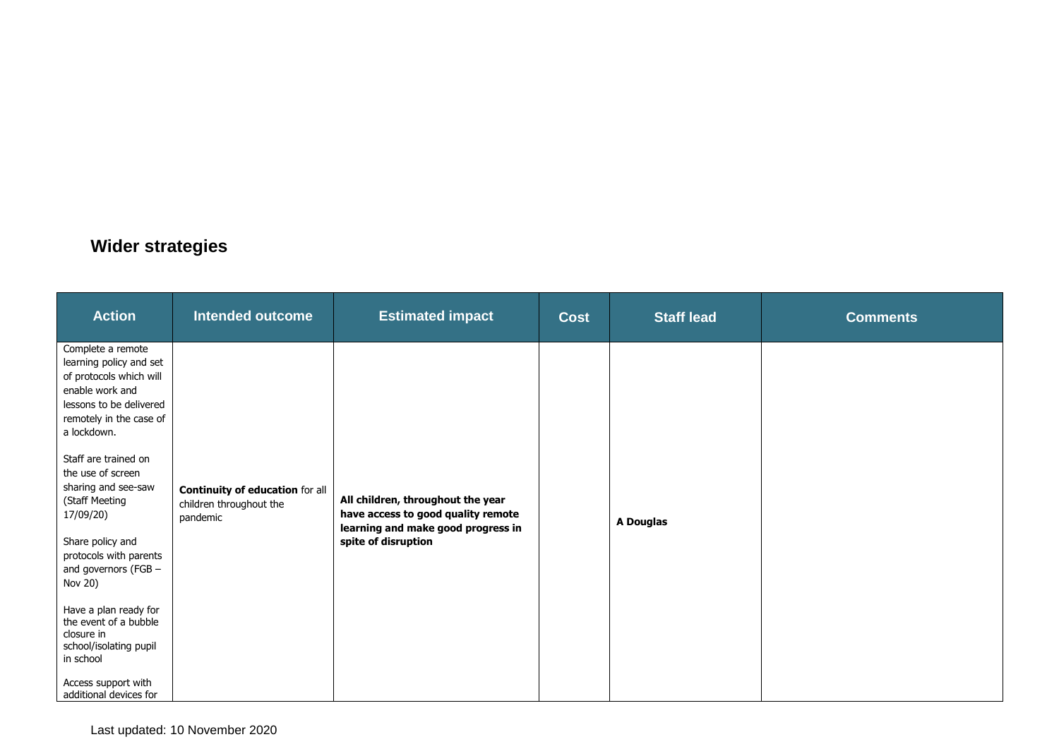## Wider strategies

| Action | Intended outcome | Estimated impact | Cost | Staff lead | Comments |
|---|---|---|---|---|---|
| Complete a remote learning policy and set of protocols which will enable work and lessons to be delivered remotely in the case of a lockdown.<br><br>Staff are trained on the use of screen sharing and see-saw (Staff Meeting 17/09/20)<br><br>Share policy and protocols with parents and governors (FGB – Nov 20)<br><br>Have a plan ready for the event of a bubble closure in school/isolating pupil in school<br><br>Access support with additional devices for | **Continuity of education** for all children throughout the pandemic | **All children, throughout the year have access to good quality remote learning and make good progress in spite of disruption** | | **A Douglas** | |

Last updated: 10 November 2020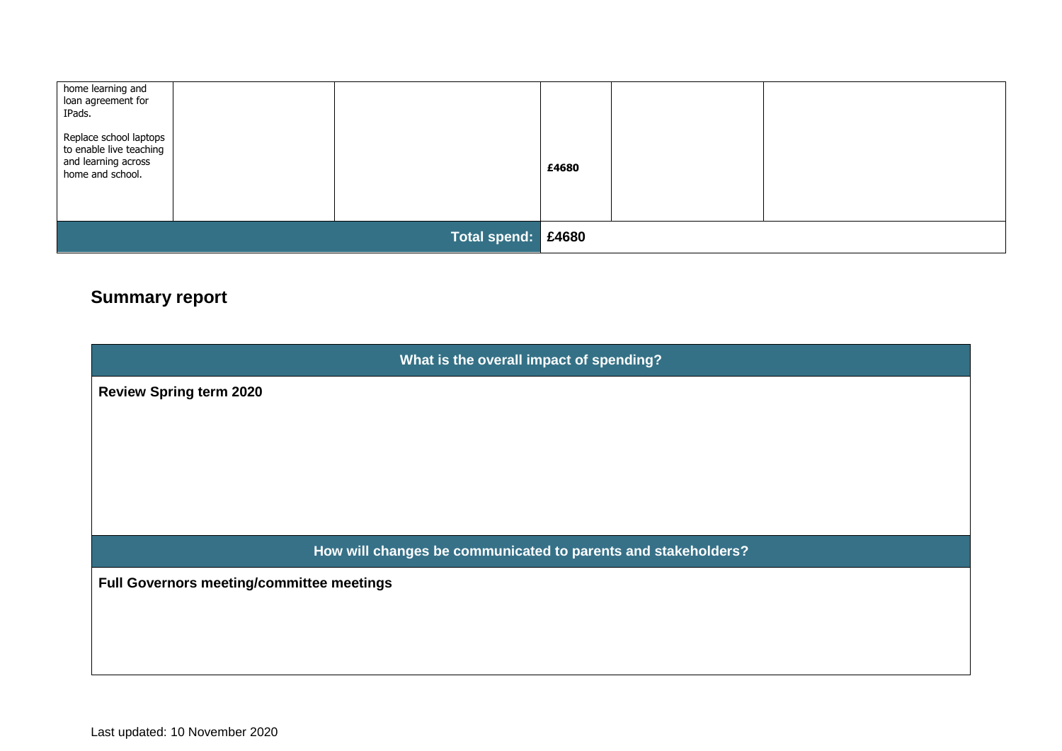| | | | | | |
|---|---|---|---|---|---|
| home learning and loan agreement for IPads.<br><br>Replace school laptops to enable live teaching and learning across home and school. | | | **£4680** | | |
| | | **Total spend:** | **£4680** | | |

## Summary report

| What is the overall impact of spending? |
|---|
| **Review Spring term 2020** |

| How will changes be communicated to parents and stakeholders? |
|---|
| **Full Governors meeting/committee meetings** |

Last updated: 10 November 2020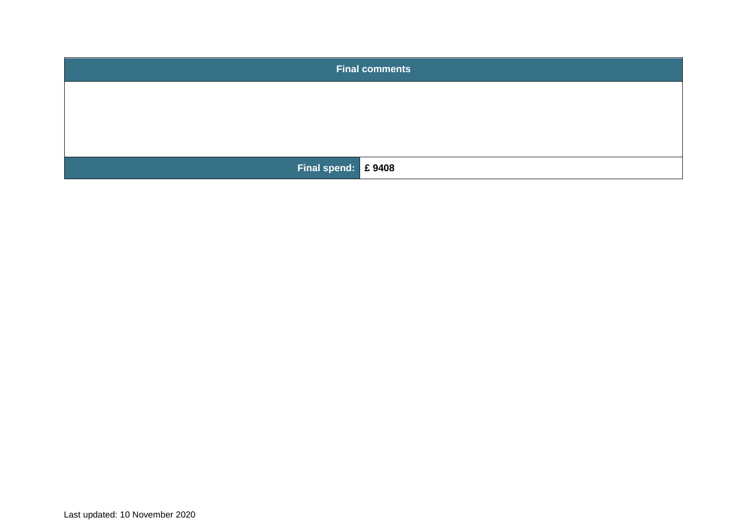| Final comments | |
|---|---|
| | |
| **Final spend:** | **£ 9408** |

Last updated: 10 November 2020